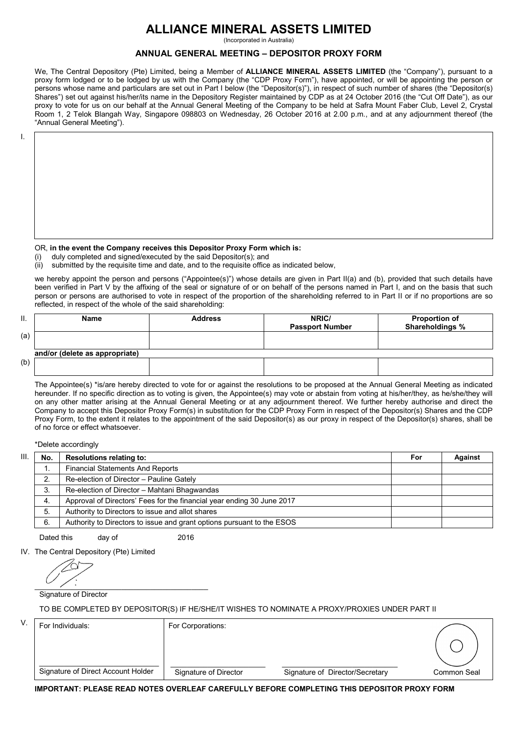# ALLIANCE MINERAL ASSETS LIMITED

(Incorporated in Australia)

## ANNUAL GENERAL MEETING – DEPOSITOR PROXY FORM

We, The Central Depository (Pte) Limited, being a Member of **ALLIANCE MINERAL ASSETS LIMITED** (the "Company"), pursuant to a proxy form lodged or to be lodged by us with the Company (the "CDP Proxy Form"), have appointed, or will be appointing the person or persons whose name and particulars are set out in Part I below (the "Depositor(s)"), in respect of such number of shares (the "Depositor(s) Shares") set out against his/her/its name in the Depository Register maintained by CDP as at 24 October 2016 (the "Cut Off Date"), as our proxy to vote for us on our behalf at the Annual General Meeting of the Company to be held at Safra Mount Faber Club, Level 2, Crystal Room 1, 2 Telok Blangah Way, Singapore 098803 on Wednesday, 26 October 2016 at 2.00 p.m., and at any adjournment thereof (the "Annual General Meeting").

I.

OR, **in the event the Company receives this Depositor Proxy Form which is:**

(i) duly completed and signed/executed by the said Depositor(s); and

(ii) submitted by the requisite time and date, and to the requisite office as indicated below,

we hereby appoint the person and persons ("Appointee(s)") whose details are given in Part II(a) and (b), provided that such details have been verified in Part V by the affixing of the seal or signature of or on behalf of the persons named in Part I, and on the basis that such person or persons are authorised to vote in respect of the proportion of the shareholding referred to in Part II or if no proportions are so reflected, in respect of the whole of the said shareholding:

| II. | Name | Address | NRIC/ Passport Number | Proportion of Shareholdings % |
|---|---|---|---|---|
| (a) | | | | |
| | **and/or (delete as appropriate)** | | | |
| (b) | | | | |

The Appointee(s) *is/are hereby directed to vote for or against the resolutions to be proposed at the Annual General Meeting as indicated hereunder. If no specific direction as to voting is given, the Appointee(s) may vote or abstain from voting at his/her/they, as he/she/they will on any other matter arising at the Annual General Meeting or at any adjournment thereof. We further hereby authorise and direct the Company to accept this Depositor Proxy Form(s) in substitution for the CDP Proxy Form in respect of the Depositor(s) Shares and the CDP Proxy Form, to the extent it relates to the appointment of the said Depositor(s) as our proxy in respect of the Depositor(s) shares, shall be of no force or effect whatsoever.

*Delete accordingly

III.

| No. | Resolutions relating to: | For | Against |
|---|---|---|---|
| 1. | Financial Statements And Reports | | |
| 2. | Re-election of Director – Pauline Gately | | |
| 3. | Re-election of Director – Mahtani Bhagwandas | | |
| 4. | Approval of Directors' Fees for the financial year ending 30 June 2017 | | |
| 5. | Authority to Directors to issue and allot shares | | |
| 6. | Authority to Directors to issue and grant options pursuant to the ESOS | | |

Dated this day of 2016

IV. The Central Depository (Pte) Limited

Signature of Director

TO BE COMPLETED BY DEPOSITOR(S) IF HE/SHE/IT WISHES TO NOMINATE A PROXY/PROXIES UNDER PART II

V.

| For Individuals: | For Corporations: | | |
|---|---|---|---|
| Signature of Direct Account Holder | Signature of Director | Signature of Director/Secretary | Common Seal |

**IMPORTANT: PLEASE READ NOTES OVERLEAF CAREFULLY BEFORE COMPLETING THIS DEPOSITOR PROXY FORM**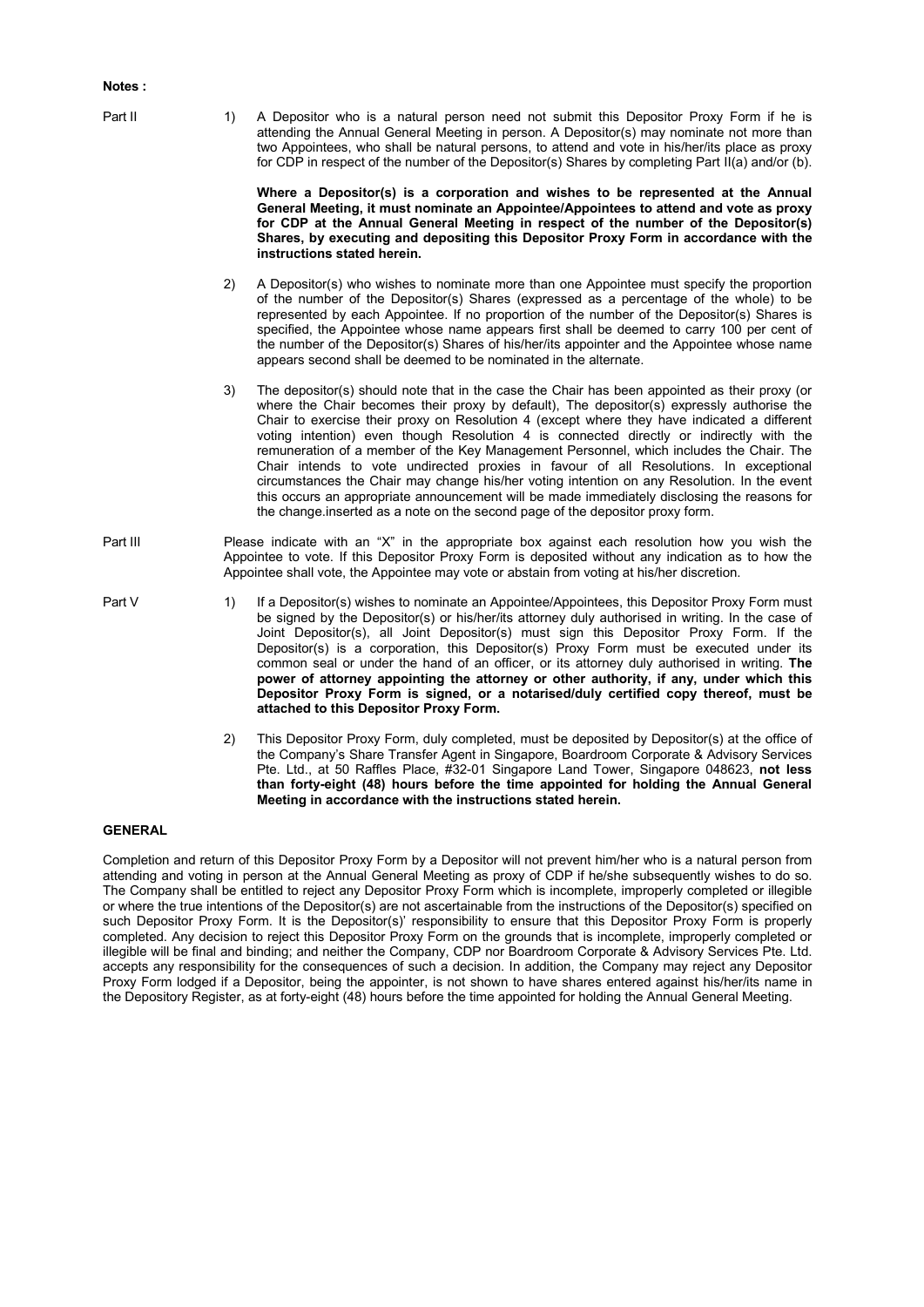**Notes :**

Part II

1) A Depositor who is a natural person need not submit this Depositor Proxy Form if he is attending the Annual General Meeting in person. A Depositor(s) may nominate not more than two Appointees, who shall be natural persons, to attend and vote in his/her/its place as proxy for CDP in respect of the number of the Depositor(s) Shares by completing Part II(a) and/or (b).

**Where a Depositor(s) is a corporation and wishes to be represented at the Annual General Meeting, it must nominate an Appointee/Appointees to attend and vote as proxy for CDP at the Annual General Meeting in respect of the number of the Depositor(s) Shares, by executing and depositing this Depositor Proxy Form in accordance with the instructions stated herein.**

2) A Depositor(s) who wishes to nominate more than one Appointee must specify the proportion of the number of the Depositor(s) Shares (expressed as a percentage of the whole) to be represented by each Appointee. If no proportion of the number of the Depositor(s) Shares is specified, the Appointee whose name appears first shall be deemed to carry 100 per cent of the number of the Depositor(s) Shares of his/her/its appointer and the Appointee whose name appears second shall be deemed to be nominated in the alternate.

3) The depositor(s) should note that in the case the Chair has been appointed as their proxy (or where the Chair becomes their proxy by default), The depositor(s) expressly authorise the Chair to exercise their proxy on Resolution 4 (except where they have indicated a different voting intention) even though Resolution 4 is connected directly or indirectly with the remuneration of a member of the Key Management Personnel, which includes the Chair. The Chair intends to vote undirected proxies in favour of all Resolutions. In exceptional circumstances the Chair may change his/her voting intention on any Resolution. In the event this occurs an appropriate announcement will be made immediately disclosing the reasons for the change.inserted as a note on the second page of the depositor proxy form.

Part III

Please indicate with an "X" in the appropriate box against each resolution how you wish the Appointee to vote. If this Depositor Proxy Form is deposited without any indication as to how the Appointee shall vote, the Appointee may vote or abstain from voting at his/her discretion.

Part V

1) If a Depositor(s) wishes to nominate an Appointee/Appointees, this Depositor Proxy Form must be signed by the Depositor(s) or his/her/its attorney duly authorised in writing. In the case of Joint Depositor(s), all Joint Depositor(s) must sign this Depositor Proxy Form. If the Depositor(s) is a corporation, this Depositor(s) Proxy Form must be executed under its common seal or under the hand of an officer, or its attorney duly authorised in writing. **The power of attorney appointing the attorney or other authority, if any, under which this Depositor Proxy Form is signed, or a notarised/duly certified copy thereof, must be attached to this Depositor Proxy Form.**

2) This Depositor Proxy Form, duly completed, must be deposited by Depositor(s) at the office of the Company's Share Transfer Agent in Singapore, Boardroom Corporate & Advisory Services Pte. Ltd., at 50 Raffles Place, #32-01 Singapore Land Tower, Singapore 048623, **not less than forty-eight (48) hours before the time appointed for holding the Annual General Meeting in accordance with the instructions stated herein.**

**GENERAL**

Completion and return of this Depositor Proxy Form by a Depositor will not prevent him/her who is a natural person from attending and voting in person at the Annual General Meeting as proxy of CDP if he/she subsequently wishes to do so. The Company shall be entitled to reject any Depositor Proxy Form which is incomplete, improperly completed or illegible or where the true intentions of the Depositor(s) are not ascertainable from the instructions of the Depositor(s) specified on such Depositor Proxy Form. It is the Depositor(s)' responsibility to ensure that this Depositor Proxy Form is properly completed. Any decision to reject this Depositor Proxy Form on the grounds that is incomplete, improperly completed or illegible will be final and binding; and neither the Company, CDP nor Boardroom Corporate & Advisory Services Pte. Ltd. accepts any responsibility for the consequences of such a decision. In addition, the Company may reject any Depositor Proxy Form lodged if a Depositor, being the appointer, is not shown to have shares entered against his/her/its name in the Depository Register, as at forty-eight (48) hours before the time appointed for holding the Annual General Meeting.